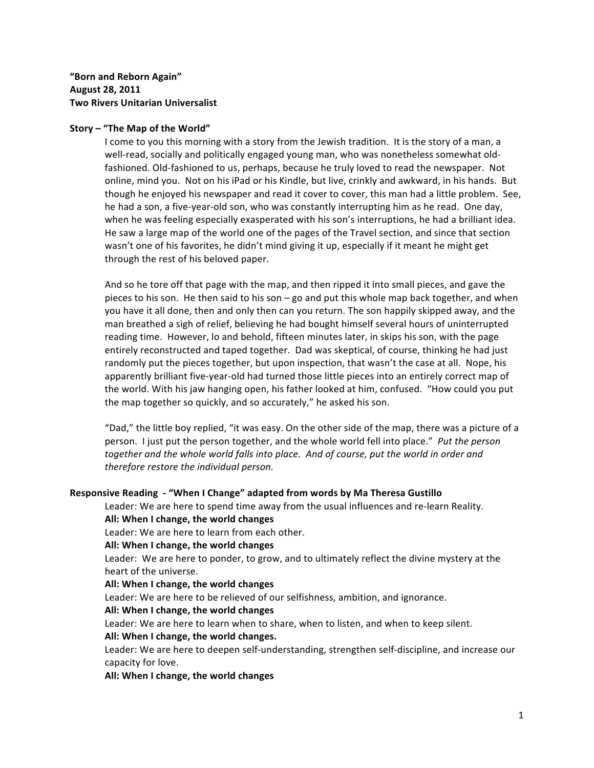**"Born and Reborn Again"**
**August 28, 2011**
**Two Rivers Unitarian Universalist**

**Story – "The Map of the World"**

I come to you this morning with a story from the Jewish tradition. It is the story of a man, a well-read, socially and politically engaged young man, who was nonetheless somewhat old-fashioned. Old-fashioned to us, perhaps, because he truly loved to read the newspaper. Not online, mind you. Not on his iPad or his Kindle, but live, crinkly and awkward, in his hands. But though he enjoyed his newspaper and read it cover to cover, this man had a little problem. See, he had a son, a five-year-old son, who was constantly interrupting him as he read. One day, when he was feeling especially exasperated with his son's interruptions, he had a brilliant idea. He saw a large map of the world one of the pages of the Travel section, and since that section wasn't one of his favorites, he didn't mind giving it up, especially if it meant he might get through the rest of his beloved paper.

And so he tore off that page with the map, and then ripped it into small pieces, and gave the pieces to his son. He then said to his son – go and put this whole map back together, and when you have it all done, then and only then can you return. The son happily skipped away, and the man breathed a sigh of relief, believing he had bought himself several hours of uninterrupted reading time. However, lo and behold, fifteen minutes later, in skips his son, with the page entirely reconstructed and taped together. Dad was skeptical, of course, thinking he had just randomly put the pieces together, but upon inspection, that wasn't the case at all. Nope, his apparently brilliant five-year-old had turned those little pieces into an entirely correct map of the world. With his jaw hanging open, his father looked at him, confused. "How could you put the map together so quickly, and so accurately," he asked his son.

"Dad," the little boy replied, "it was easy. On the other side of the map, there was a picture of a person. I just put the person together, and the whole world fell into place." *Put the person together and the whole world falls into place. And of course, put the world in order and therefore restore the individual person.*

**Responsive Reading - "When I Change" adapted from words by Ma Theresa Gustillo**

Leader: We are here to spend time away from the usual influences and re-learn Reality.
**All: When I change, the world changes**
Leader: We are here to learn from each other.
**All: When I change, the world changes**
Leader: We are here to ponder, to grow, and to ultimately reflect the divine mystery at the heart of the universe.
**All: When I change, the world changes**
Leader: We are here to be relieved of our selfishness, ambition, and ignorance.
**All: When I change, the world changes**
Leader: We are here to learn when to share, when to listen, and when to keep silent.
**All: When I change, the world changes.**
Leader: We are here to deepen self-understanding, strengthen self-discipline, and increase our capacity for love.
**All: When I change, the world changes**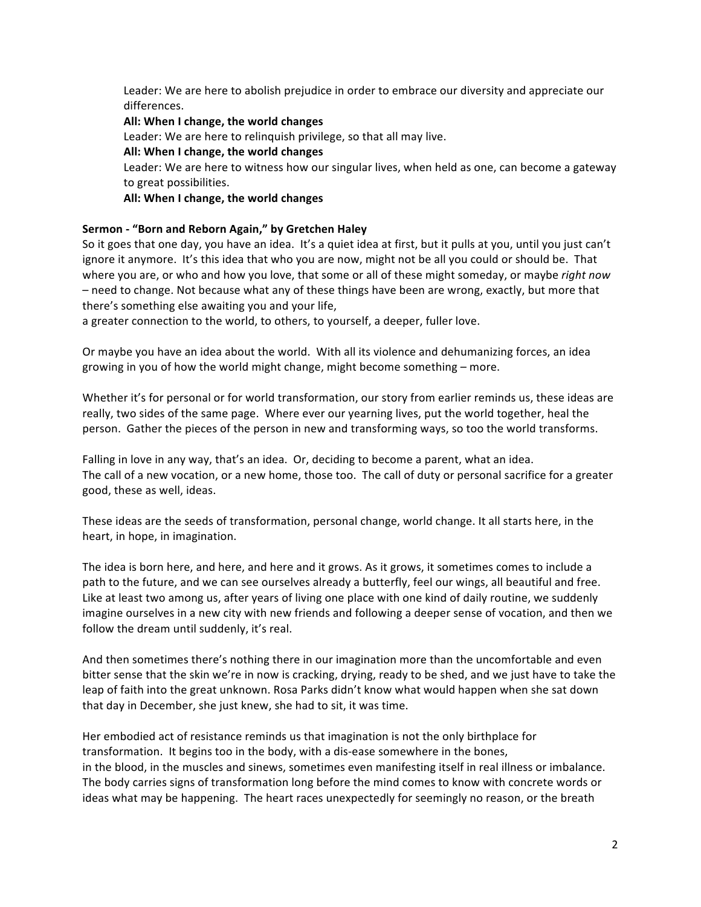Leader: We are here to abolish prejudice in order to embrace our diversity and appreciate our differences.

**All: When I change, the world changes**

Leader: We are here to relinquish privilege, so that all may live.

**All: When I change, the world changes**

Leader: We are here to witness how our singular lives, when held as one, can become a gateway to great possibilities.

**All: When I change, the world changes**

**Sermon - "Born and Reborn Again," by Gretchen Haley**

So it goes that one day, you have an idea. It's a quiet idea at first, but it pulls at you, until you just can't ignore it anymore. It's this idea that who you are now, might not be all you could or should be. That where you are, or who and how you love, that some or all of these might someday, or maybe *right now* – need to change. Not because what any of these things have been are wrong, exactly, but more that there's something else awaiting you and your life,
a greater connection to the world, to others, to yourself, a deeper, fuller love.

Or maybe you have an idea about the world. With all its violence and dehumanizing forces, an idea growing in you of how the world might change, might become something – more.

Whether it's for personal or for world transformation, our story from earlier reminds us, these ideas are really, two sides of the same page. Where ever our yearning lives, put the world together, heal the person. Gather the pieces of the person in new and transforming ways, so too the world transforms.

Falling in love in any way, that's an idea. Or, deciding to become a parent, what an idea.
The call of a new vocation, or a new home, those too. The call of duty or personal sacrifice for a greater good, these as well, ideas.

These ideas are the seeds of transformation, personal change, world change. It all starts here, in the heart, in hope, in imagination.

The idea is born here, and here, and here and it grows. As it grows, it sometimes comes to include a path to the future, and we can see ourselves already a butterfly, feel our wings, all beautiful and free. Like at least two among us, after years of living one place with one kind of daily routine, we suddenly imagine ourselves in a new city with new friends and following a deeper sense of vocation, and then we follow the dream until suddenly, it's real.

And then sometimes there's nothing there in our imagination more than the uncomfortable and even bitter sense that the skin we're in now is cracking, drying, ready to be shed, and we just have to take the leap of faith into the great unknown. Rosa Parks didn't know what would happen when she sat down that day in December, she just knew, she had to sit, it was time.

Her embodied act of resistance reminds us that imagination is not the only birthplace for transformation. It begins too in the body, with a dis-ease somewhere in the bones,
in the blood, in the muscles and sinews, sometimes even manifesting itself in real illness or imbalance. The body carries signs of transformation long before the mind comes to know with concrete words or ideas what may be happening. The heart races unexpectedly for seemingly no reason, or the breath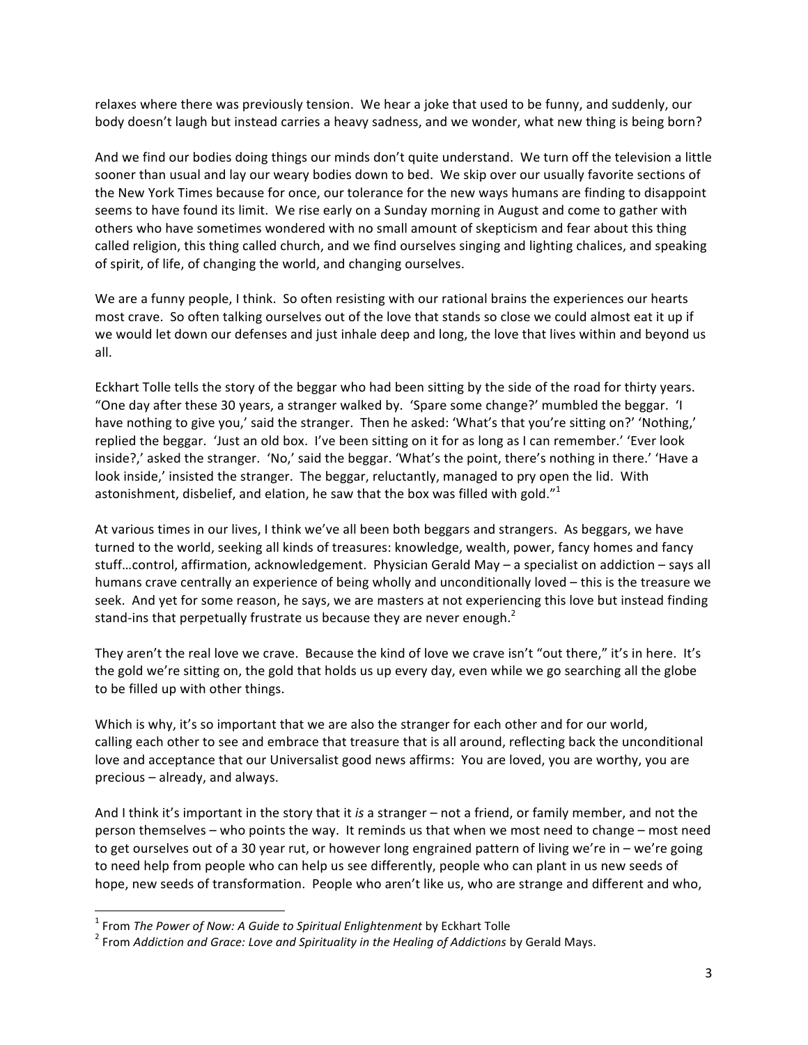relaxes where there was previously tension. We hear a joke that used to be funny, and suddenly, our body doesn't laugh but instead carries a heavy sadness, and we wonder, what new thing is being born?

And we find our bodies doing things our minds don't quite understand. We turn off the television a little sooner than usual and lay our weary bodies down to bed. We skip over our usually favorite sections of the New York Times because for once, our tolerance for the new ways humans are finding to disappoint seems to have found its limit. We rise early on a Sunday morning in August and come to gather with others who have sometimes wondered with no small amount of skepticism and fear about this thing called religion, this thing called church, and we find ourselves singing and lighting chalices, and speaking of spirit, of life, of changing the world, and changing ourselves.

We are a funny people, I think. So often resisting with our rational brains the experiences our hearts most crave. So often talking ourselves out of the love that stands so close we could almost eat it up if we would let down our defenses and just inhale deep and long, the love that lives within and beyond us all.

Eckhart Tolle tells the story of the beggar who had been sitting by the side of the road for thirty years. "One day after these 30 years, a stranger walked by. 'Spare some change?' mumbled the beggar. 'I have nothing to give you,' said the stranger. Then he asked: 'What's that you're sitting on?' 'Nothing,' replied the beggar. 'Just an old box. I've been sitting on it for as long as I can remember.' 'Ever look inside?,' asked the stranger. 'No,' said the beggar. 'What's the point, there's nothing in there.' 'Have a look inside,' insisted the stranger. The beggar, reluctantly, managed to pry open the lid. With astonishment, disbelief, and elation, he saw that the box was filled with gold."[1]

At various times in our lives, I think we've all been both beggars and strangers. As beggars, we have turned to the world, seeking all kinds of treasures: knowledge, wealth, power, fancy homes and fancy stuff…control, affirmation, acknowledgement. Physician Gerald May – a specialist on addiction – says all humans crave centrally an experience of being wholly and unconditionally loved – this is the treasure we seek. And yet for some reason, he says, we are masters at not experiencing this love but instead finding stand-ins that perpetually frustrate us because they are never enough.[2]

They aren't the real love we crave. Because the kind of love we crave isn't "out there," it's in here. It's the gold we're sitting on, the gold that holds us up every day, even while we go searching all the globe to be filled up with other things.

Which is why, it's so important that we are also the stranger for each other and for our world, calling each other to see and embrace that treasure that is all around, reflecting back the unconditional love and acceptance that our Universalist good news affirms: You are loved, you are worthy, you are precious – already, and always.

And I think it's important in the story that it *is* a stranger – not a friend, or family member, and not the person themselves – who points the way. It reminds us that when we most need to change – most need to get ourselves out of a 30 year rut, or however long engrained pattern of living we're in – we're going to need help from people who can help us see differently, people who can plant in us new seeds of hope, new seeds of transformation. People who aren't like us, who are strange and different and who,

---

[1] From *The Power of Now: A Guide to Spiritual Enlightenment* by Eckhart Tolle

[2] From *Addiction and Grace: Love and Spirituality in the Healing of Addictions* by Gerald Mays.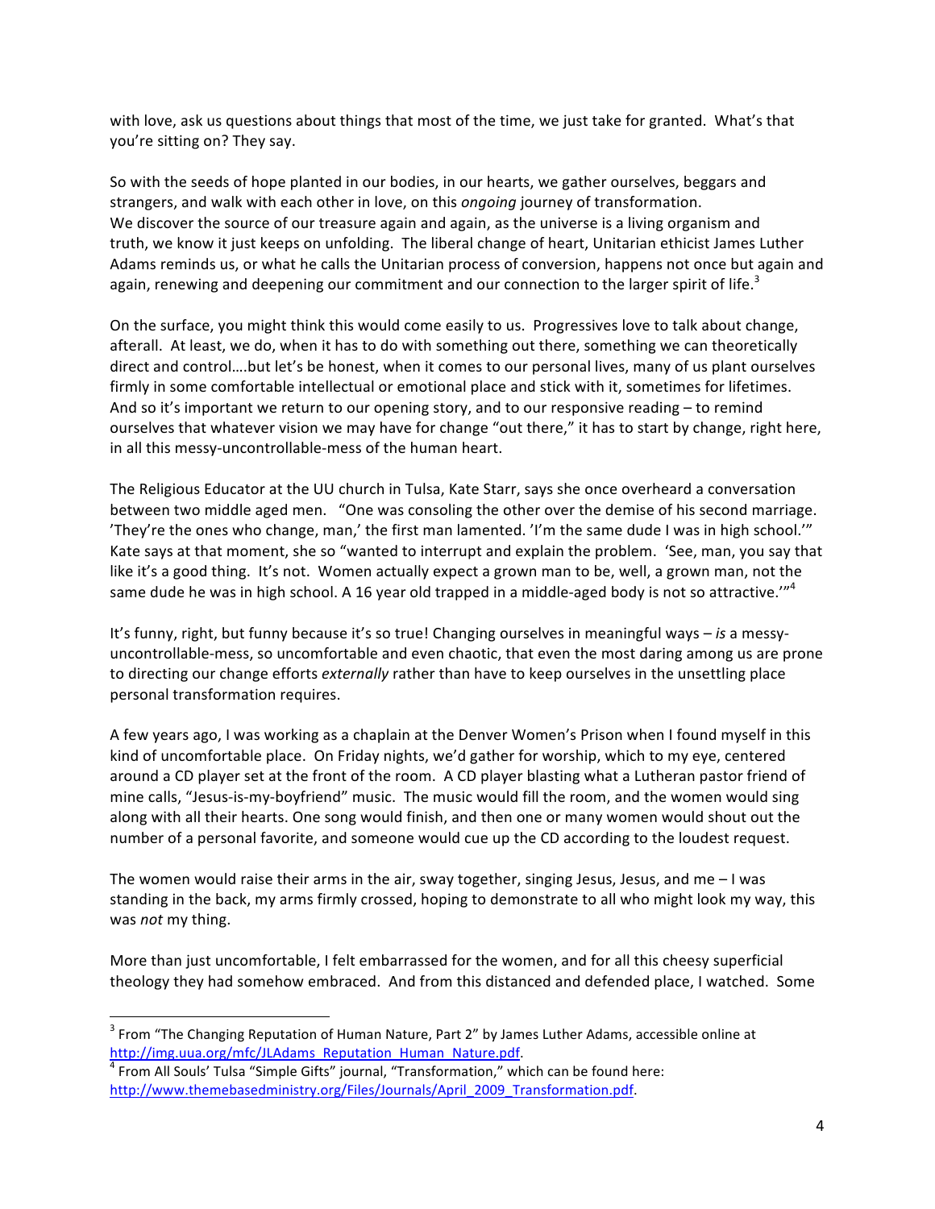with love, ask us questions about things that most of the time, we just take for granted. What's that you're sitting on? They say.

So with the seeds of hope planted in our bodies, in our hearts, we gather ourselves, beggars and strangers, and walk with each other in love, on this *ongoing* journey of transformation.
We discover the source of our treasure again and again, as the universe is a living organism and truth, we know it just keeps on unfolding. The liberal change of heart, Unitarian ethicist James Luther Adams reminds us, or what he calls the Unitarian process of conversion, happens not once but again and again, renewing and deepening our commitment and our connection to the larger spirit of life.[3]

On the surface, you might think this would come easily to us. Progressives love to talk about change, afterall. At least, we do, when it has to do with something out there, something we can theoretically direct and control….but let's be honest, when it comes to our personal lives, many of us plant ourselves firmly in some comfortable intellectual or emotional place and stick with it, sometimes for lifetimes. And so it's important we return to our opening story, and to our responsive reading – to remind ourselves that whatever vision we may have for change "out there," it has to start by change, right here, in all this messy-uncontrollable-mess of the human heart.

The Religious Educator at the UU church in Tulsa, Kate Starr, says she once overheard a conversation between two middle aged men. "One was consoling the other over the demise of his second marriage. 'They're the ones who change, man,' the first man lamented. 'I'm the same dude I was in high school.'" Kate says at that moment, she so "wanted to interrupt and explain the problem. 'See, man, you say that like it's a good thing. It's not. Women actually expect a grown man to be, well, a grown man, not the same dude he was in high school. A 16 year old trapped in a middle-aged body is not so attractive.'"[4]

It's funny, right, but funny because it's so true! Changing ourselves in meaningful ways – *is* a messy-uncontrollable-mess, so uncomfortable and even chaotic, that even the most daring among us are prone to directing our change efforts *externally* rather than have to keep ourselves in the unsettling place personal transformation requires.

A few years ago, I was working as a chaplain at the Denver Women's Prison when I found myself in this kind of uncomfortable place. On Friday nights, we'd gather for worship, which to my eye, centered around a CD player set at the front of the room. A CD player blasting what a Lutheran pastor friend of mine calls, "Jesus-is-my-boyfriend" music. The music would fill the room, and the women would sing along with all their hearts. One song would finish, and then one or many women would shout out the number of a personal favorite, and someone would cue up the CD according to the loudest request.

The women would raise their arms in the air, sway together, singing Jesus, Jesus, and me – I was standing in the back, my arms firmly crossed, hoping to demonstrate to all who might look my way, this was *not* my thing.

More than just uncomfortable, I felt embarrassed for the women, and for all this cheesy superficial theology they had somehow embraced. And from this distanced and defended place, I watched. Some

---

[3] From "The Changing Reputation of Human Nature, Part 2" by James Luther Adams, accessible online at http://img.uua.org/mfc/JLAdams_Reputation_Human_Nature.pdf.

[4] From All Souls' Tulsa "Simple Gifts" journal, "Transformation," which can be found here: http://www.themebasedministry.org/Files/Journals/April_2009_Transformation.pdf.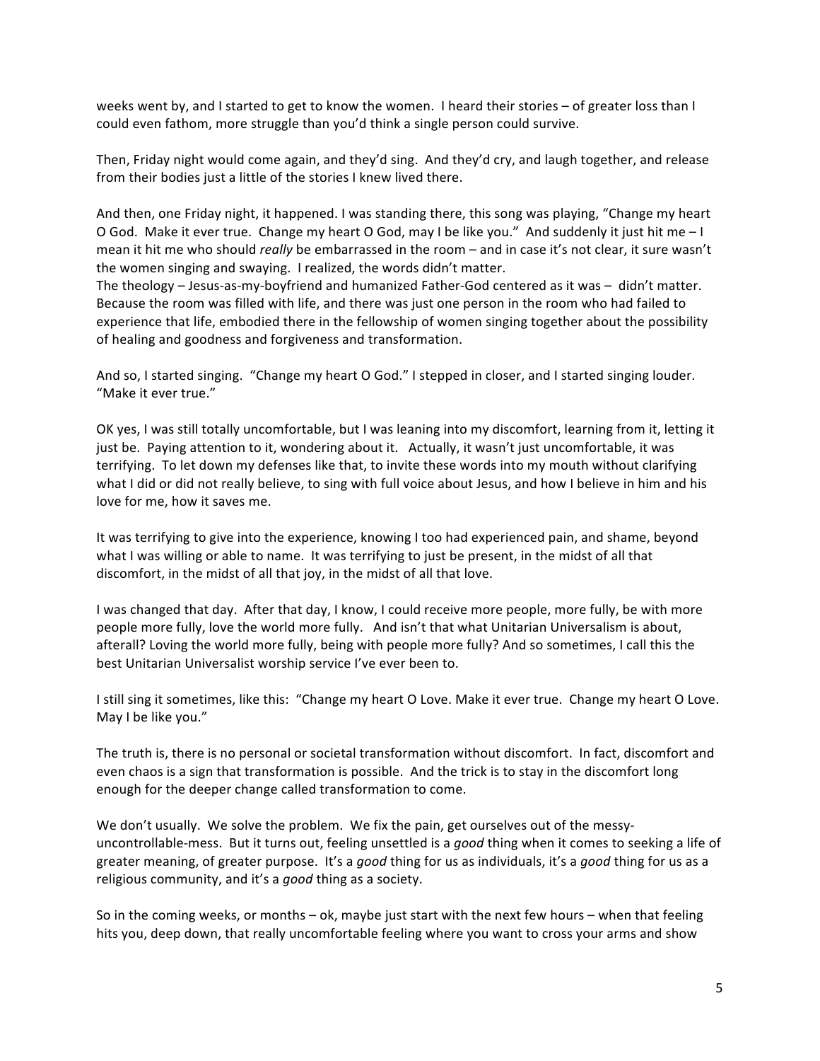weeks went by, and I started to get to know the women. I heard their stories – of greater loss than I could even fathom, more struggle than you'd think a single person could survive.

Then, Friday night would come again, and they'd sing. And they'd cry, and laugh together, and release from their bodies just a little of the stories I knew lived there.

And then, one Friday night, it happened. I was standing there, this song was playing, "Change my heart O God. Make it ever true. Change my heart O God, may I be like you." And suddenly it just hit me – I mean it hit me who should *really* be embarrassed in the room – and in case it's not clear, it sure wasn't the women singing and swaying. I realized, the words didn't matter.
The theology – Jesus-as-my-boyfriend and humanized Father-God centered as it was – didn't matter. Because the room was filled with life, and there was just one person in the room who had failed to experience that life, embodied there in the fellowship of women singing together about the possibility of healing and goodness and forgiveness and transformation.

And so, I started singing. "Change my heart O God." I stepped in closer, and I started singing louder. "Make it ever true."

OK yes, I was still totally uncomfortable, but I was leaning into my discomfort, learning from it, letting it just be. Paying attention to it, wondering about it. Actually, it wasn't just uncomfortable, it was terrifying. To let down my defenses like that, to invite these words into my mouth without clarifying what I did or did not really believe, to sing with full voice about Jesus, and how I believe in him and his love for me, how it saves me.

It was terrifying to give into the experience, knowing I too had experienced pain, and shame, beyond what I was willing or able to name. It was terrifying to just be present, in the midst of all that discomfort, in the midst of all that joy, in the midst of all that love.

I was changed that day. After that day, I know, I could receive more people, more fully, be with more people more fully, love the world more fully. And isn't that what Unitarian Universalism is about, afterall? Loving the world more fully, being with people more fully? And so sometimes, I call this the best Unitarian Universalist worship service I've ever been to.

I still sing it sometimes, like this: "Change my heart O Love. Make it ever true. Change my heart O Love. May I be like you."

The truth is, there is no personal or societal transformation without discomfort. In fact, discomfort and even chaos is a sign that transformation is possible. And the trick is to stay in the discomfort long enough for the deeper change called transformation to come.

We don't usually. We solve the problem. We fix the pain, get ourselves out of the messy-uncontrollable-mess. But it turns out, feeling unsettled is a *good* thing when it comes to seeking a life of greater meaning, of greater purpose. It's a *good* thing for us as individuals, it's a *good* thing for us as a religious community, and it's a *good* thing as a society.

So in the coming weeks, or months – ok, maybe just start with the next few hours – when that feeling hits you, deep down, that really uncomfortable feeling where you want to cross your arms and show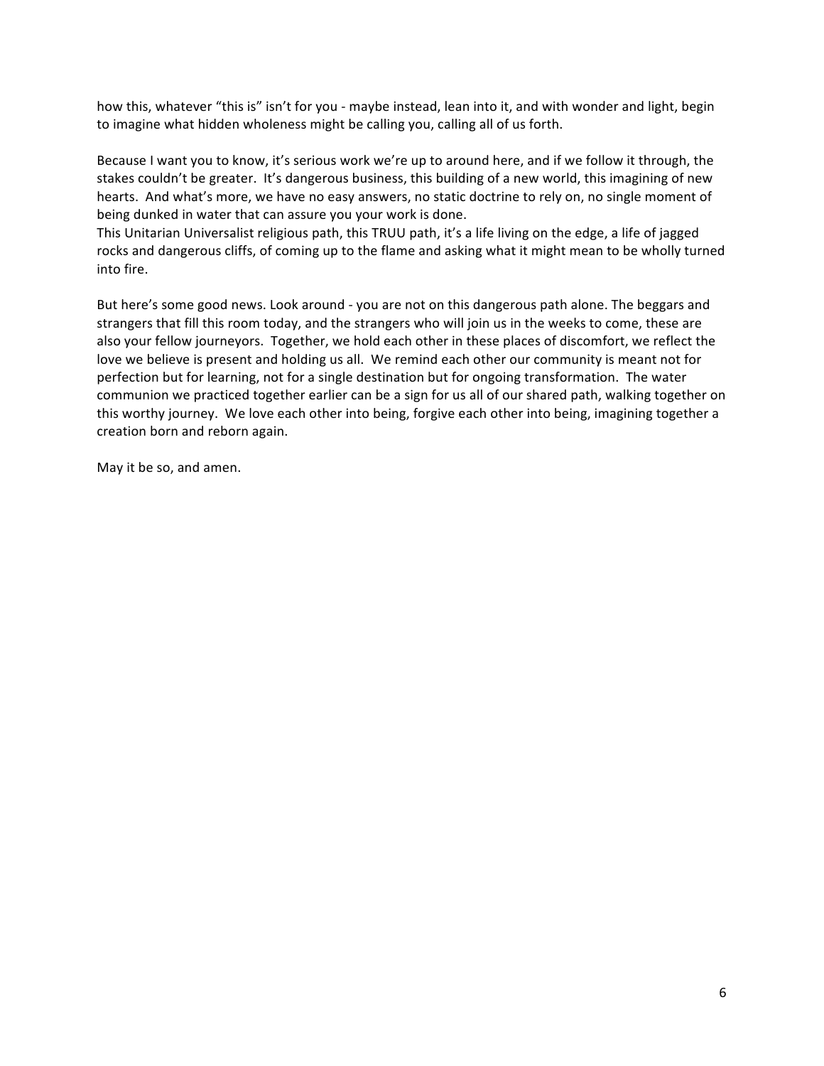how this, whatever "this is" isn't for you - maybe instead, lean into it, and with wonder and light, begin to imagine what hidden wholeness might be calling you, calling all of us forth.

Because I want you to know, it's serious work we're up to around here, and if we follow it through, the stakes couldn't be greater. It's dangerous business, this building of a new world, this imagining of new hearts. And what's more, we have no easy answers, no static doctrine to rely on, no single moment of being dunked in water that can assure you your work is done.
This Unitarian Universalist religious path, this TRUU path, it's a life living on the edge, a life of jagged rocks and dangerous cliffs, of coming up to the flame and asking what it might mean to be wholly turned into fire.

But here's some good news. Look around - you are not on this dangerous path alone. The beggars and strangers that fill this room today, and the strangers who will join us in the weeks to come, these are also your fellow journeyors. Together, we hold each other in these places of discomfort, we reflect the love we believe is present and holding us all. We remind each other our community is meant not for perfection but for learning, not for a single destination but for ongoing transformation. The water communion we practiced together earlier can be a sign for us all of our shared path, walking together on this worthy journey. We love each other into being, forgive each other into being, imagining together a creation born and reborn again.

May it be so, and amen.